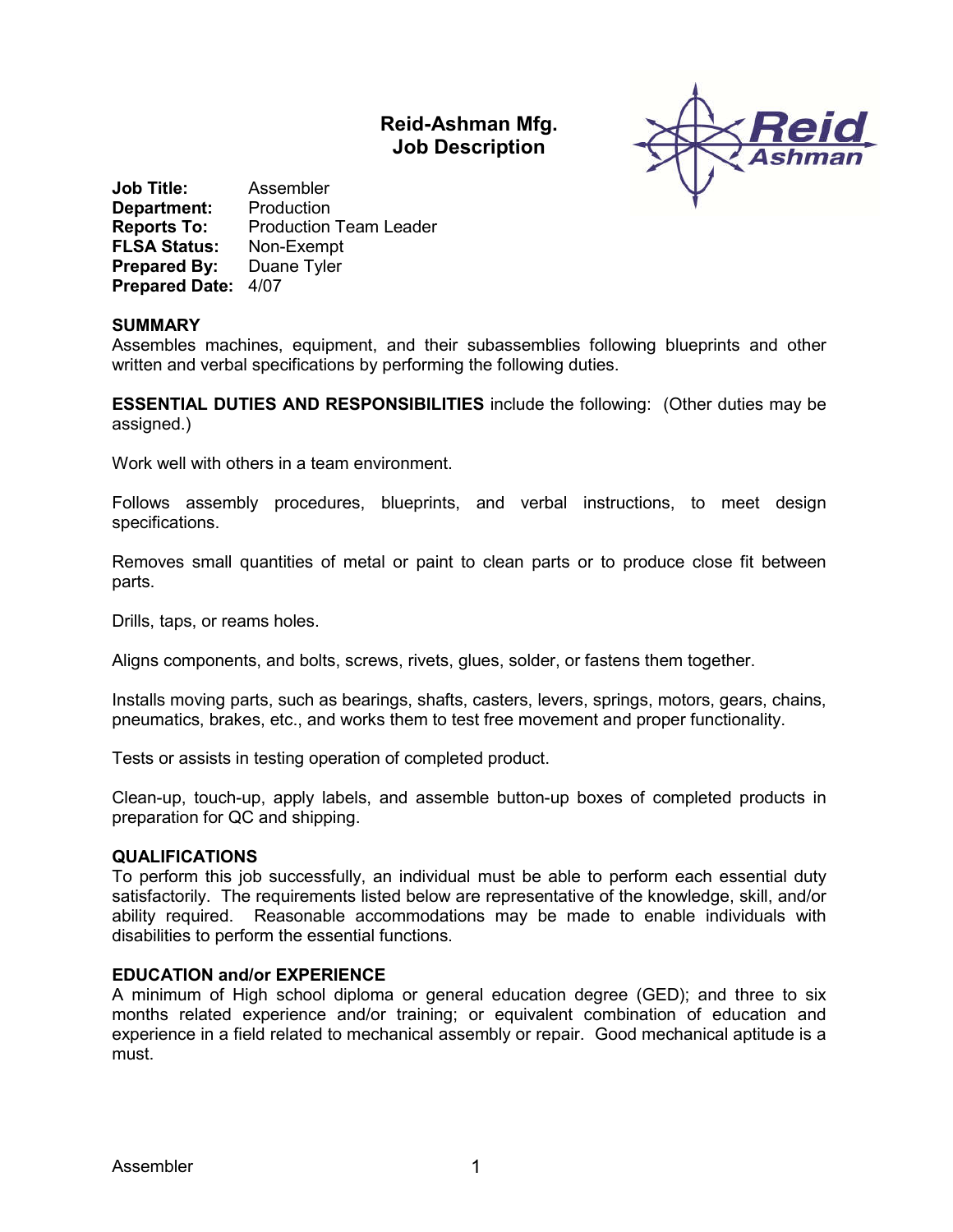# Reid-Ashman Mfg.
## Job Description

**Job Title:** Assembler
**Department:** Production
**Reports To:** Production Team Leader
**FLSA Status:** Non-Exempt
**Prepared By:** Duane Tyler
**Prepared Date:** 4/07

### SUMMARY

Assembles machines, equipment, and their subassemblies following blueprints and other written and verbal specifications by performing the following duties.

**ESSENTIAL DUTIES AND RESPONSIBILITIES** include the following: (Other duties may be assigned.)

Work well with others in a team environment.

Follows assembly procedures, blueprints, and verbal instructions, to meet design specifications.

Removes small quantities of metal or paint to clean parts or to produce close fit between parts.

Drills, taps, or reams holes.

Aligns components, and bolts, screws, rivets, glues, solder, or fastens them together.

Installs moving parts, such as bearings, shafts, casters, levers, springs, motors, gears, chains, pneumatics, brakes, etc., and works them to test free movement and proper functionality.

Tests or assists in testing operation of completed product.

Clean-up, touch-up, apply labels, and assemble button-up boxes of completed products in preparation for QC and shipping.

### QUALIFICATIONS

To perform this job successfully, an individual must be able to perform each essential duty satisfactorily. The requirements listed below are representative of the knowledge, skill, and/or ability required. Reasonable accommodations may be made to enable individuals with disabilities to perform the essential functions.

### EDUCATION and/or EXPERIENCE

A minimum of High school diploma or general education degree (GED); and three to six months related experience and/or training; or equivalent combination of education and experience in a field related to mechanical assembly or repair. Good mechanical aptitude is a must.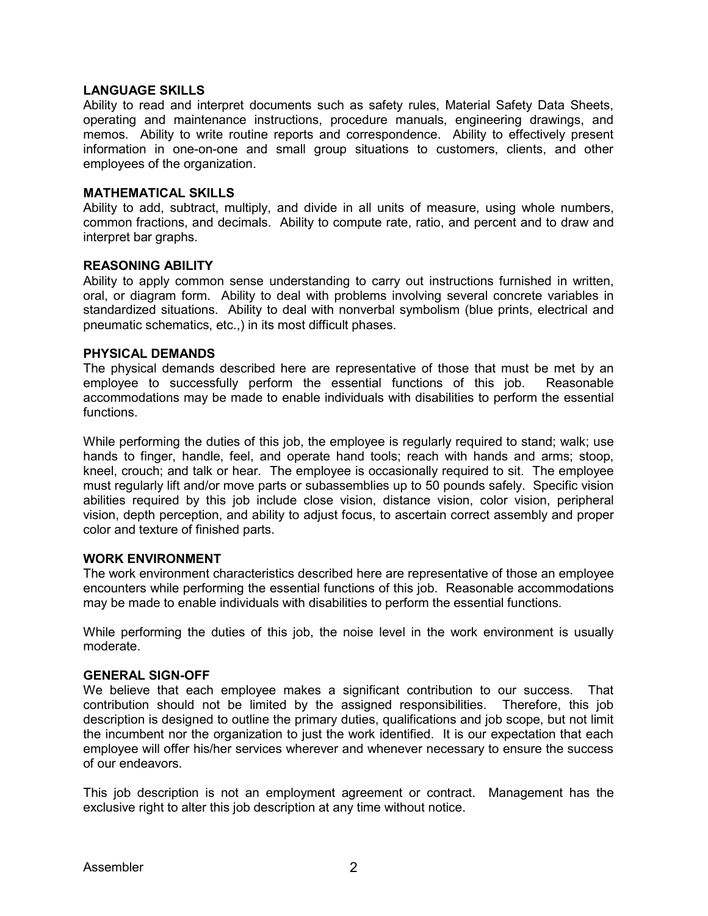### LANGUAGE SKILLS

Ability to read and interpret documents such as safety rules, Material Safety Data Sheets, operating and maintenance instructions, procedure manuals, engineering drawings, and memos. Ability to write routine reports and correspondence. Ability to effectively present information in one-on-one and small group situations to customers, clients, and other employees of the organization.

### MATHEMATICAL SKILLS

Ability to add, subtract, multiply, and divide in all units of measure, using whole numbers, common fractions, and decimals. Ability to compute rate, ratio, and percent and to draw and interpret bar graphs.

### REASONING ABILITY

Ability to apply common sense understanding to carry out instructions furnished in written, oral, or diagram form. Ability to deal with problems involving several concrete variables in standardized situations. Ability to deal with nonverbal symbolism (blue prints, electrical and pneumatic schematics, etc.,) in its most difficult phases.

### PHYSICAL DEMANDS

The physical demands described here are representative of those that must be met by an employee to successfully perform the essential functions of this job. Reasonable accommodations may be made to enable individuals with disabilities to perform the essential functions.

While performing the duties of this job, the employee is regularly required to stand; walk; use hands to finger, handle, feel, and operate hand tools; reach with hands and arms; stoop, kneel, crouch; and talk or hear. The employee is occasionally required to sit. The employee must regularly lift and/or move parts or subassemblies up to 50 pounds safely. Specific vision abilities required by this job include close vision, distance vision, color vision, peripheral vision, depth perception, and ability to adjust focus, to ascertain correct assembly and proper color and texture of finished parts.

### WORK ENVIRONMENT

The work environment characteristics described here are representative of those an employee encounters while performing the essential functions of this job. Reasonable accommodations may be made to enable individuals with disabilities to perform the essential functions.

While performing the duties of this job, the noise level in the work environment is usually moderate.

### GENERAL SIGN-OFF

We believe that each employee makes a significant contribution to our success. That contribution should not be limited by the assigned responsibilities. Therefore, this job description is designed to outline the primary duties, qualifications and job scope, but not limit the incumbent nor the organization to just the work identified. It is our expectation that each employee will offer his/her services wherever and whenever necessary to ensure the success of our endeavors.

This job description is not an employment agreement or contract. Management has the exclusive right to alter this job description at any time without notice.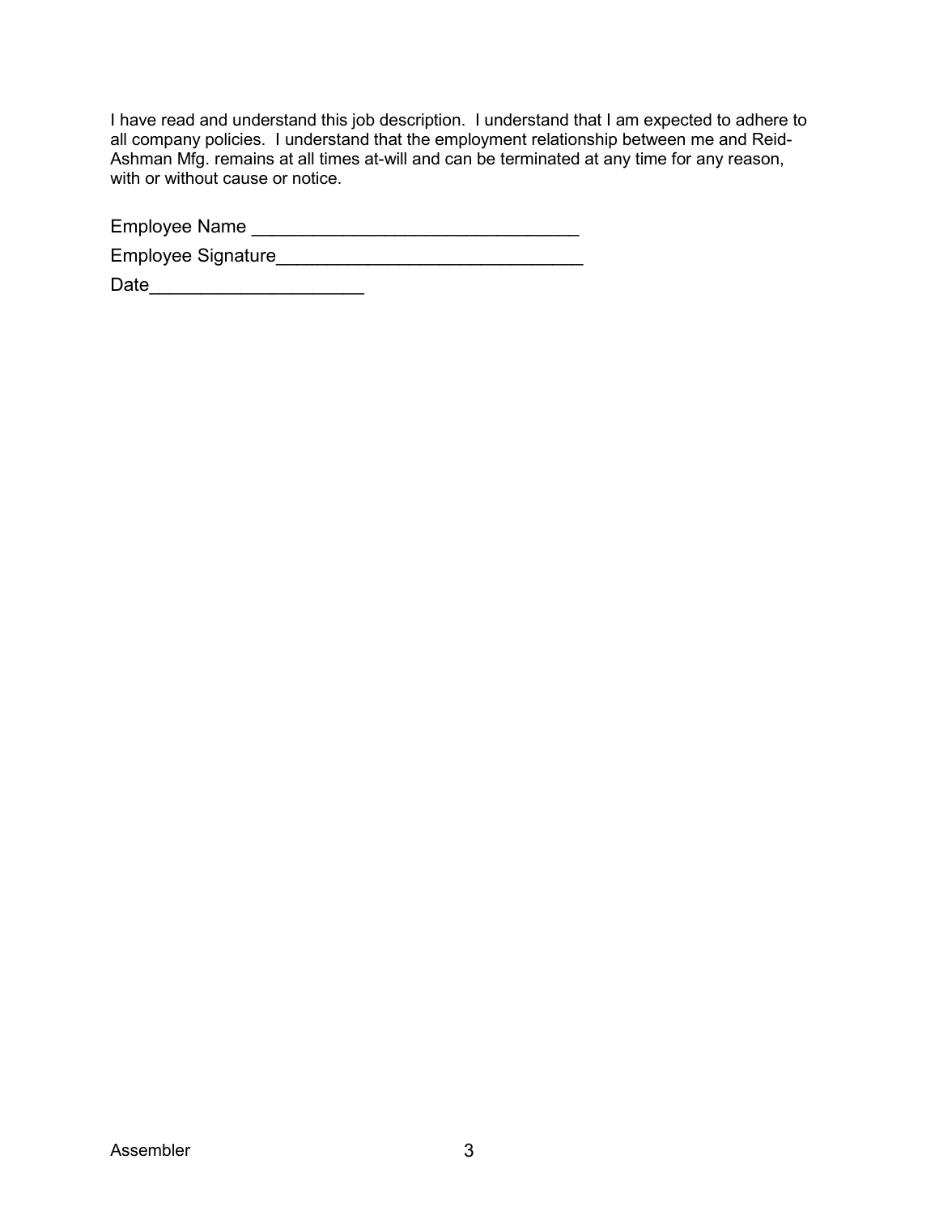I have read and understand this job description. I understand that I am expected to adhere to all company policies. I understand that the employment relationship between me and Reid-Ashman Mfg. remains at all times at-will and can be terminated at any time for any reason, with or without cause or notice.

Employee Name ________________________________

Employee Signature______________________________

Date_____________________